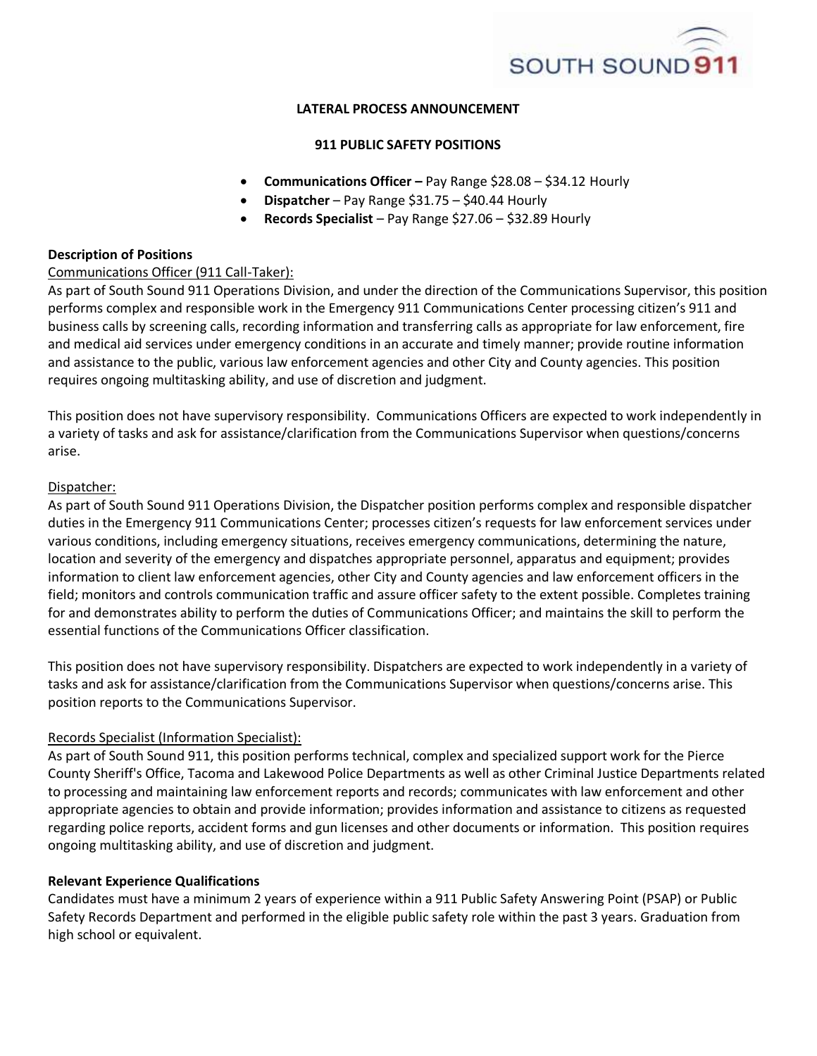SOUTH SOUND 911

# LATERAL PROCESS ANNOUNCEMENT

## 911 PUBLIC SAFETY POSITIONS

- **Communications Officer –** Pay Range $28.08 – $34.12 Hourly
- **Dispatcher** – Pay Range $31.75 – $40.44 Hourly
- **Records Specialist** – Pay Range $27.06 – $32.89 Hourly

### Description of Positions

Communications Officer (911 Call-Taker):

As part of South Sound 911 Operations Division, and under the direction of the Communications Supervisor, this position performs complex and responsible work in the Emergency 911 Communications Center processing citizen's 911 and business calls by screening calls, recording information and transferring calls as appropriate for law enforcement, fire and medical aid services under emergency conditions in an accurate and timely manner; provide routine information and assistance to the public, various law enforcement agencies and other City and County agencies. This position requires ongoing multitasking ability, and use of discretion and judgment.

This position does not have supervisory responsibility. Communications Officers are expected to work independently in a variety of tasks and ask for assistance/clarification from the Communications Supervisor when questions/concerns arise.

Dispatcher:

As part of South Sound 911 Operations Division, the Dispatcher position performs complex and responsible dispatcher duties in the Emergency 911 Communications Center; processes citizen's requests for law enforcement services under various conditions, including emergency situations, receives emergency communications, determining the nature, location and severity of the emergency and dispatches appropriate personnel, apparatus and equipment; provides information to client law enforcement agencies, other City and County agencies and law enforcement officers in the field; monitors and controls communication traffic and assure officer safety to the extent possible. Completes training for and demonstrates ability to perform the duties of Communications Officer; and maintains the skill to perform the essential functions of the Communications Officer classification.

This position does not have supervisory responsibility. Dispatchers are expected to work independently in a variety of tasks and ask for assistance/clarification from the Communications Supervisor when questions/concerns arise. This position reports to the Communications Supervisor.

Records Specialist (Information Specialist):

As part of South Sound 911, this position performs technical, complex and specialized support work for the Pierce County Sheriff's Office, Tacoma and Lakewood Police Departments as well as other Criminal Justice Departments related to processing and maintaining law enforcement reports and records; communicates with law enforcement and other appropriate agencies to obtain and provide information; provides information and assistance to citizens as requested regarding police reports, accident forms and gun licenses and other documents or information. This position requires ongoing multitasking ability, and use of discretion and judgment.

### Relevant Experience Qualifications

Candidates must have a minimum 2 years of experience within a 911 Public Safety Answering Point (PSAP) or Public Safety Records Department and performed in the eligible public safety role within the past 3 years. Graduation from high school or equivalent.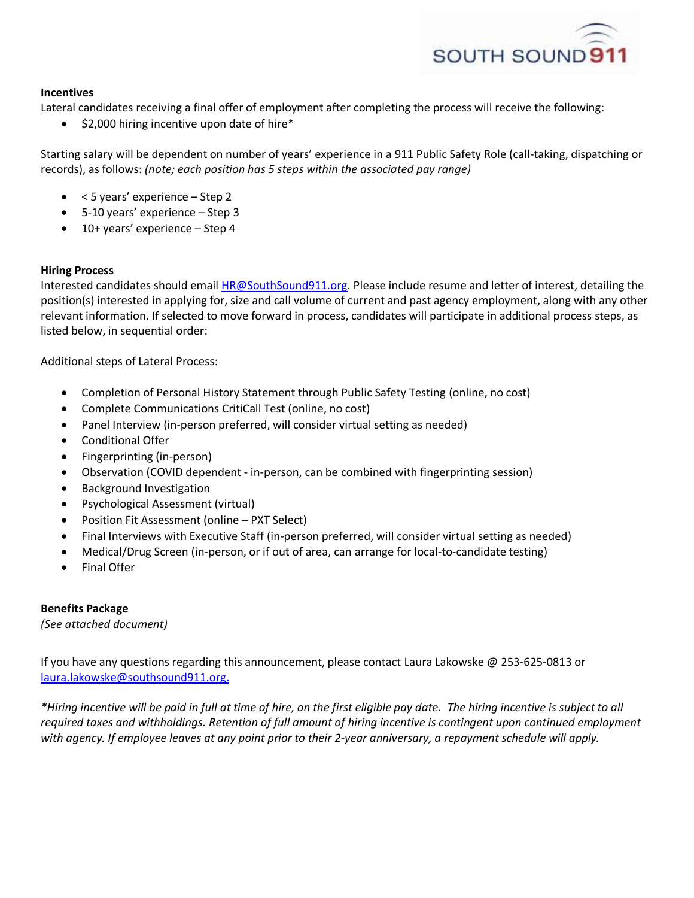**Incentives**

Lateral candidates receiving a final offer of employment after completing the process will receive the following:

- $2,000 hiring incentive upon date of hire*

Starting salary will be dependent on number of years' experience in a 911 Public Safety Role (call-taking, dispatching or records), as follows: *(note; each position has 5 steps within the associated pay range)*

- < 5 years' experience – Step 2
- 5-10 years' experience – Step 3
- 10+ years' experience – Step 4

**Hiring Process**

Interested candidates should email [HR@SouthSound911.org](mailto:HR@SouthSound911.org). Please include resume and letter of interest, detailing the position(s) interested in applying for, size and call volume of current and past agency employment, along with any other relevant information. If selected to move forward in process, candidates will participate in additional process steps, as listed below, in sequential order:

Additional steps of Lateral Process:

- Completion of Personal History Statement through Public Safety Testing (online, no cost)
- Complete Communications CritiCall Test (online, no cost)
- Panel Interview (in-person preferred, will consider virtual setting as needed)
- Conditional Offer
- Fingerprinting (in-person)
- Observation (COVID dependent - in-person, can be combined with fingerprinting session)
- Background Investigation
- Psychological Assessment (virtual)
- Position Fit Assessment (online – PXT Select)
- Final Interviews with Executive Staff (in-person preferred, will consider virtual setting as needed)
- Medical/Drug Screen (in-person, or if out of area, can arrange for local-to-candidate testing)
- Final Offer

**Benefits Package**

*(See attached document)*

If you have any questions regarding this announcement, please contact Laura Lakowske @ 253-625-0813 or [laura.lakowske@southsound911.org.](mailto:laura.lakowske@southsound911.org)

**Hiring incentive will be paid in full at time of hire, on the first eligible pay date. The hiring incentive is subject to all required taxes and withholdings. Retention of full amount of hiring incentive is contingent upon continued employment with agency. If employee leaves at any point prior to their 2-year anniversary, a repayment schedule will apply.*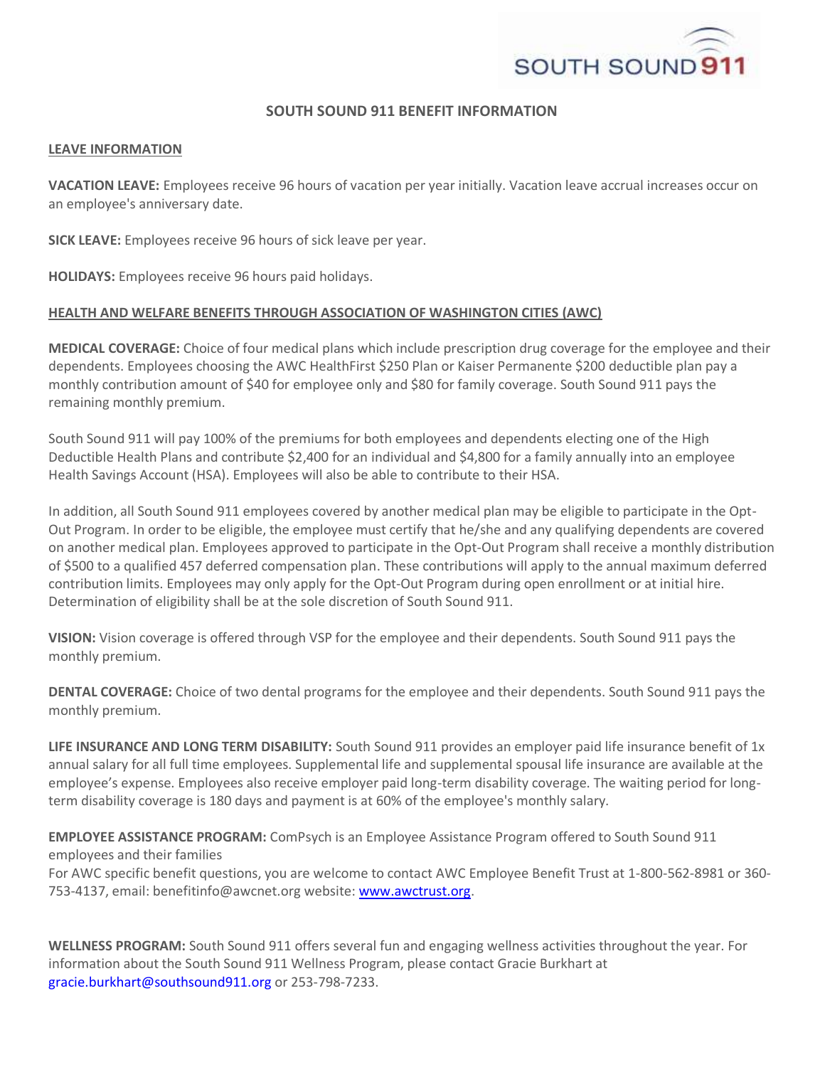# SOUTH SOUND 911 BENEFIT INFORMATION

## LEAVE INFORMATION

**VACATION LEAVE:** Employees receive 96 hours of vacation per year initially. Vacation leave accrual increases occur on an employee's anniversary date.

**SICK LEAVE:** Employees receive 96 hours of sick leave per year.

**HOLIDAYS:** Employees receive 96 hours paid holidays.

## HEALTH AND WELFARE BENEFITS THROUGH ASSOCIATION OF WASHINGTON CITIES (AWC)

**MEDICAL COVERAGE:** Choice of four medical plans which include prescription drug coverage for the employee and their dependents. Employees choosing the AWC HealthFirst $250 Plan or Kaiser Permanente $200 deductible plan pay a monthly contribution amount of $40 for employee only and $80 for family coverage. South Sound 911 pays the remaining monthly premium.

South Sound 911 will pay 100% of the premiums for both employees and dependents electing one of the High Deductible Health Plans and contribute $2,400 for an individual and $4,800 for a family annually into an employee Health Savings Account (HSA). Employees will also be able to contribute to their HSA.

In addition, all South Sound 911 employees covered by another medical plan may be eligible to participate in the Opt-Out Program. In order to be eligible, the employee must certify that he/she and any qualifying dependents are covered on another medical plan. Employees approved to participate in the Opt-Out Program shall receive a monthly distribution of $500 to a qualified 457 deferred compensation plan. These contributions will apply to the annual maximum deferred contribution limits. Employees may only apply for the Opt-Out Program during open enrollment or at initial hire. Determination of eligibility shall be at the sole discretion of South Sound 911.

**VISION:** Vision coverage is offered through VSP for the employee and their dependents. South Sound 911 pays the monthly premium.

**DENTAL COVERAGE:** Choice of two dental programs for the employee and their dependents. South Sound 911 pays the monthly premium.

**LIFE INSURANCE AND LONG TERM DISABILITY:** South Sound 911 provides an employer paid life insurance benefit of 1x annual salary for all full time employees. Supplemental life and supplemental spousal life insurance are available at the employee's expense. Employees also receive employer paid long-term disability coverage. The waiting period for long-term disability coverage is 180 days and payment is at 60% of the employee's monthly salary.

**EMPLOYEE ASSISTANCE PROGRAM:** ComPsych is an Employee Assistance Program offered to South Sound 911 employees and their families
For AWC specific benefit questions, you are welcome to contact AWC Employee Benefit Trust at 1-800-562-8981 or 360-753-4137, email: benefitinfo@awcnet.org website: www.awctrust.org.

**WELLNESS PROGRAM:** South Sound 911 offers several fun and engaging wellness activities throughout the year. For information about the South Sound 911 Wellness Program, please contact Gracie Burkhart at gracie.burkhart@southsound911.org or 253-798-7233.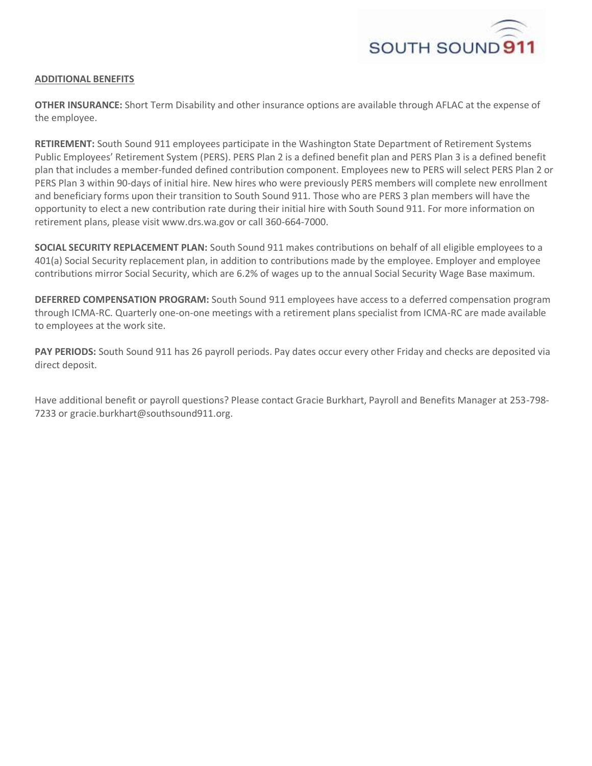## ADDITIONAL BENEFITS

**OTHER INSURANCE:** Short Term Disability and other insurance options are available through AFLAC at the expense of the employee.

**RETIREMENT:** South Sound 911 employees participate in the Washington State Department of Retirement Systems Public Employees' Retirement System (PERS). PERS Plan 2 is a defined benefit plan and PERS Plan 3 is a defined benefit plan that includes a member-funded defined contribution component. Employees new to PERS will select PERS Plan 2 or PERS Plan 3 within 90-days of initial hire. New hires who were previously PERS members will complete new enrollment and beneficiary forms upon their transition to South Sound 911. Those who are PERS 3 plan members will have the opportunity to elect a new contribution rate during their initial hire with South Sound 911. For more information on retirement plans, please visit www.drs.wa.gov or call 360-664-7000.

**SOCIAL SECURITY REPLACEMENT PLAN:** South Sound 911 makes contributions on behalf of all eligible employees to a 401(a) Social Security replacement plan, in addition to contributions made by the employee. Employer and employee contributions mirror Social Security, which are 6.2% of wages up to the annual Social Security Wage Base maximum.

**DEFERRED COMPENSATION PROGRAM:** South Sound 911 employees have access to a deferred compensation program through ICMA-RC. Quarterly one-on-one meetings with a retirement plans specialist from ICMA-RC are made available to employees at the work site.

**PAY PERIODS:** South Sound 911 has 26 payroll periods. Pay dates occur every other Friday and checks are deposited via direct deposit.

Have additional benefit or payroll questions? Please contact Gracie Burkhart, Payroll and Benefits Manager at 253-798-7233 or gracie.burkhart@southsound911.org.